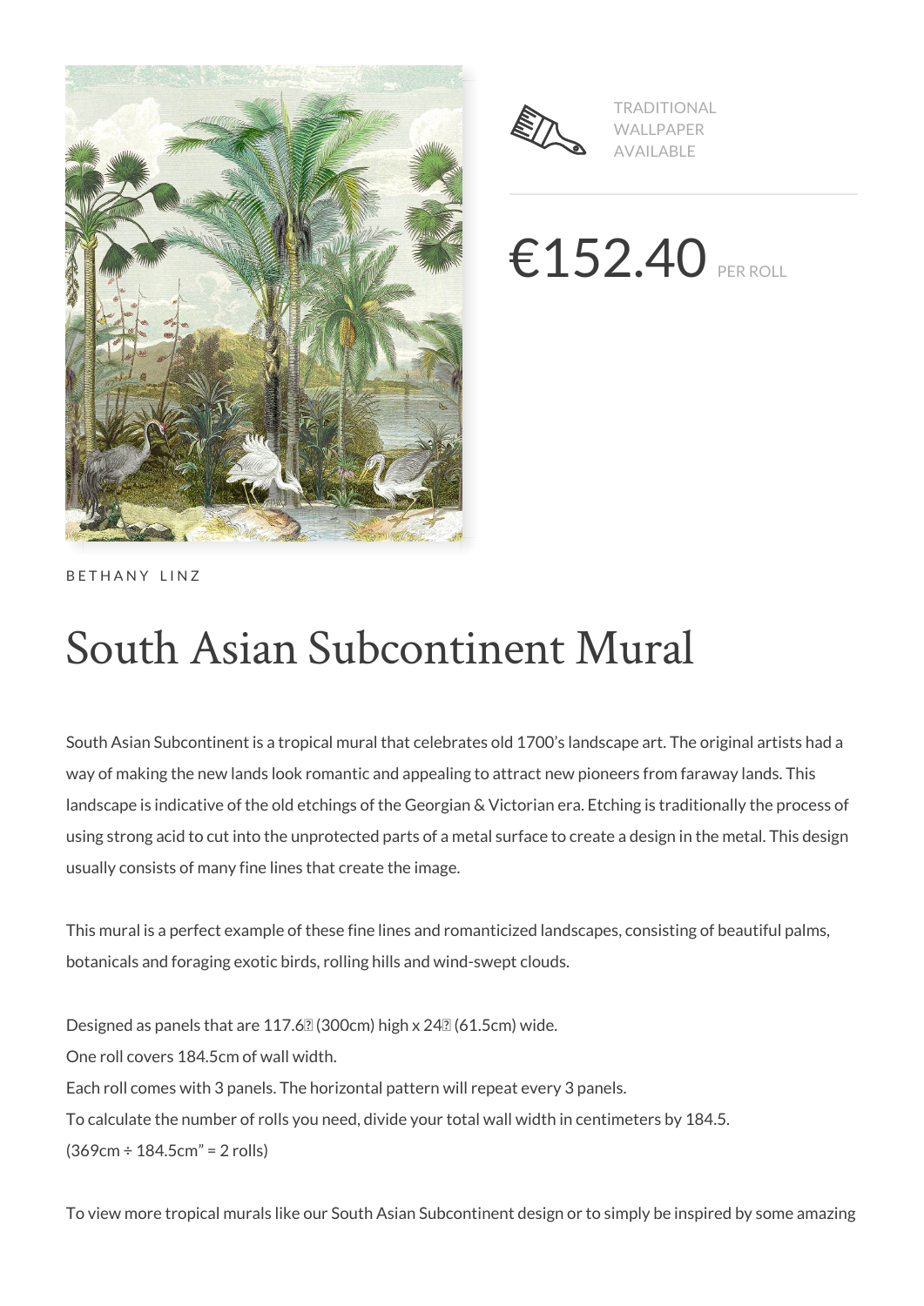TRADITIONAL WALLPAPER AVAILABLE

€152.40 PER ROLL

BETHANY LINZ

# South Asian Subcontinent Mural

South Asian Subcontinent is a tropical mural that celebrates old 1700's landscape art. The original artists had a way of making the new lands look romantic and appealing to attract new pioneers from faraway lands. This landscape is indicative of the old etchings of the Georgian & Victorian era. Etching is traditionally the process of using strong acid to cut into the unprotected parts of a metal surface to create a design in the metal. This design usually consists of many fine lines that create the image.

This mural is a perfect example of these fine lines and romanticized landscapes, consisting of beautiful palms, botanicals and foraging exotic birds, rolling hills and wind-swept clouds.

Designed as panels that are 117.6� (300cm) high x 24� (61.5cm) wide.
One roll covers 184.5cm of wall width.
Each roll comes with 3 panels. The horizontal pattern will repeat every 3 panels.
To calculate the number of rolls you need, divide your total wall width in centimeters by 184.5.
(369cm ÷ 184.5cm" = 2 rolls)

To view more tropical murals like our South Asian Subcontinent design or to simply be inspired by some amazing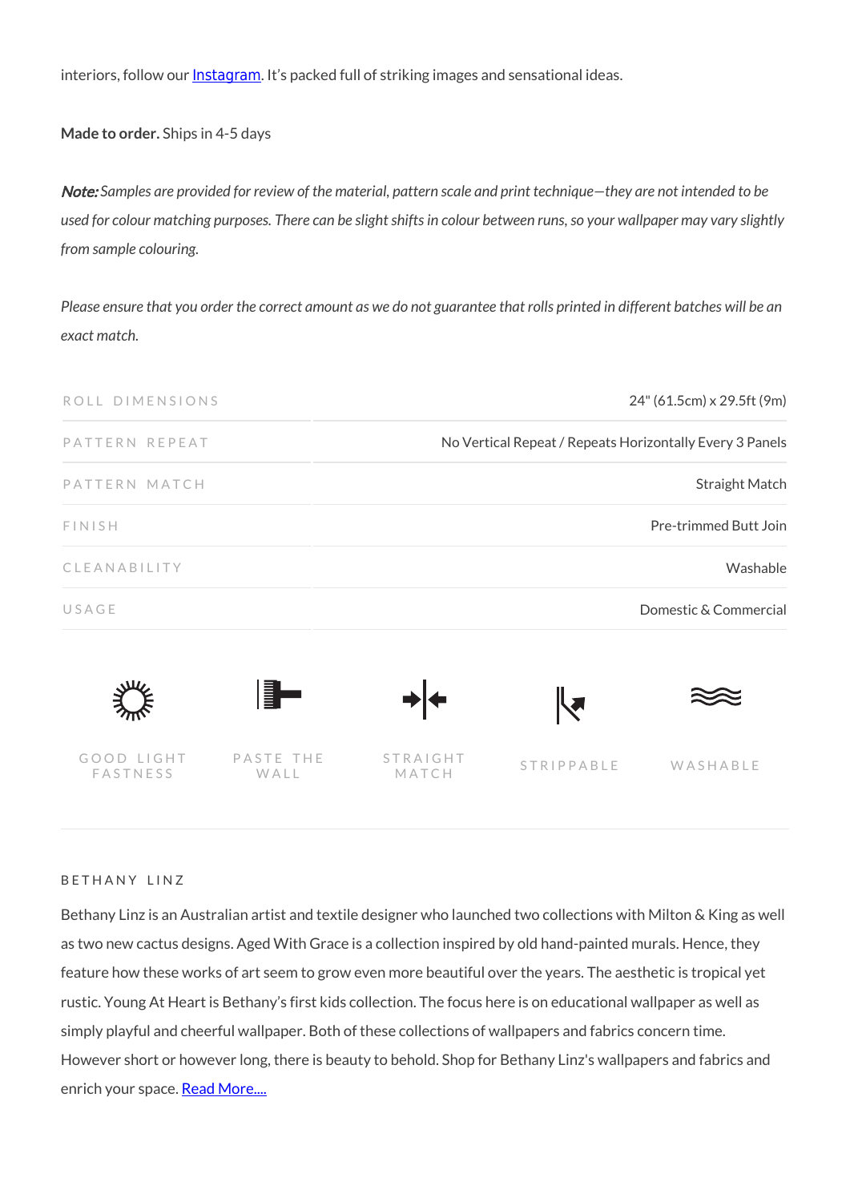interiors, follow our [Instagram](). It's packed full of striking images and sensational ideas.

**Made to order.** Ships in 4-5 days

***Note:*** *Samples are provided for review of the material, pattern scale and print technique—they are not intended to be used for colour matching purposes. There can be slight shifts in colour between runs, so your wallpaper may vary slightly from sample colouring.*

*Please ensure that you order the correct amount as we do not guarantee that rolls printed in different batches will be an exact match.*

| | |
|---|---|
| ROLL DIMENSIONS | 24" (61.5cm) x 29.5ft (9m) |
| PATTERN REPEAT | No Vertical Repeat / Repeats Horizontally Every 3 Panels |
| PATTERN MATCH | Straight Match |
| FINISH | Pre-trimmed Butt Join |
| CLEANABILITY | Washable |
| USAGE | Domestic & Commercial |

GOOD LIGHT FASTNESS

PASTE THE WALL

STRAIGHT MATCH

STRIPPABLE

WASHABLE

BETHANY LINZ

Bethany Linz is an Australian artist and textile designer who launched two collections with Milton & King as well as two new cactus designs. Aged With Grace is a collection inspired by old hand-painted murals. Hence, they feature how these works of art seem to grow even more beautiful over the years. The aesthetic is tropical yet rustic. Young At Heart is Bethany's first kids collection. The focus here is on educational wallpaper as well as simply playful and cheerful wallpaper. Both of these collections of wallpapers and fabrics concern time. However short or however long, there is beauty to behold. Shop for Bethany Linz's wallpapers and fabrics and enrich your space. [Read More....]()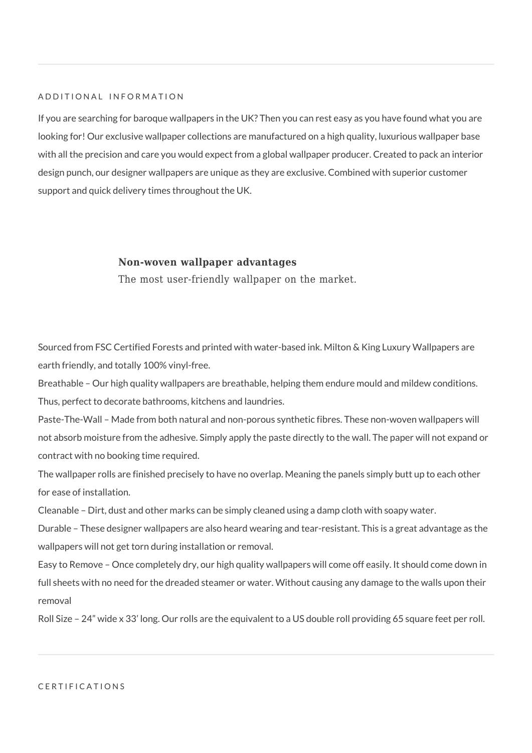## ADDITIONAL INFORMATION

If you are searching for baroque wallpapers in the UK? Then you can rest easy as you have found what you are looking for! Our exclusive wallpaper collections are manufactured on a high quality, luxurious wallpaper base with all the precision and care you would expect from a global wallpaper producer. Created to pack an interior design punch, our designer wallpapers are unique as they are exclusive. Combined with superior customer support and quick delivery times throughout the UK.

### Non-woven wallpaper advantages

The most user-friendly wallpaper on the market.

Sourced from FSC Certified Forests and printed with water-based ink. Milton & King Luxury Wallpapers are earth friendly, and totally 100% vinyl-free.

Breathable – Our high quality wallpapers are breathable, helping them endure mould and mildew conditions. Thus, perfect to decorate bathrooms, kitchens and laundries.

Paste-The-Wall – Made from both natural and non-porous synthetic fibres. These non-woven wallpapers will not absorb moisture from the adhesive. Simply apply the paste directly to the wall. The paper will not expand or contract with no booking time required.

The wallpaper rolls are finished precisely to have no overlap. Meaning the panels simply butt up to each other for ease of installation.

Cleanable – Dirt, dust and other marks can be simply cleaned using a damp cloth with soapy water.

Durable – These designer wallpapers are also heard wearing and tear-resistant. This is a great advantage as the wallpapers will not get torn during installation or removal.

Easy to Remove – Once completely dry, our high quality wallpapers will come off easily. It should come down in full sheets with no need for the dreaded steamer or water. Without causing any damage to the walls upon their removal

Roll Size – 24” wide x 33’ long. Our rolls are the equivalent to a US double roll providing 65 square feet per roll.

## CERTIFICATIONS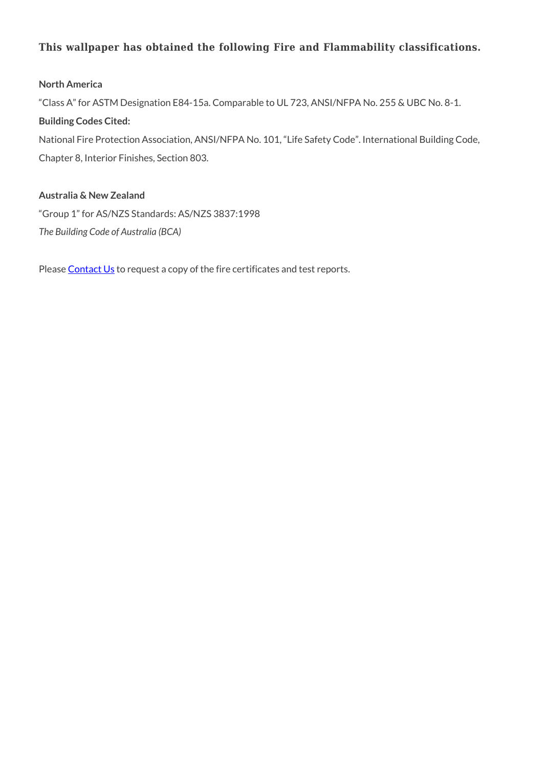### This wallpaper has obtained the following Fire and Flammability classifications.

**North America**

“Class A” for ASTM Designation E84-15a. Comparable to UL 723, ANSI/NFPA No. 255 & UBC No. 8-1.

**Building Codes Cited:**

National Fire Protection Association, ANSI/NFPA No. 101, “Life Safety Code”. International Building Code, Chapter 8, Interior Finishes, Section 803.

**Australia & New Zealand**

“Group 1” for AS/NZS Standards: AS/NZS 3837:1998

*The Building Code of Australia (BCA)*

Please Contact Us to request a copy of the fire certificates and test reports.